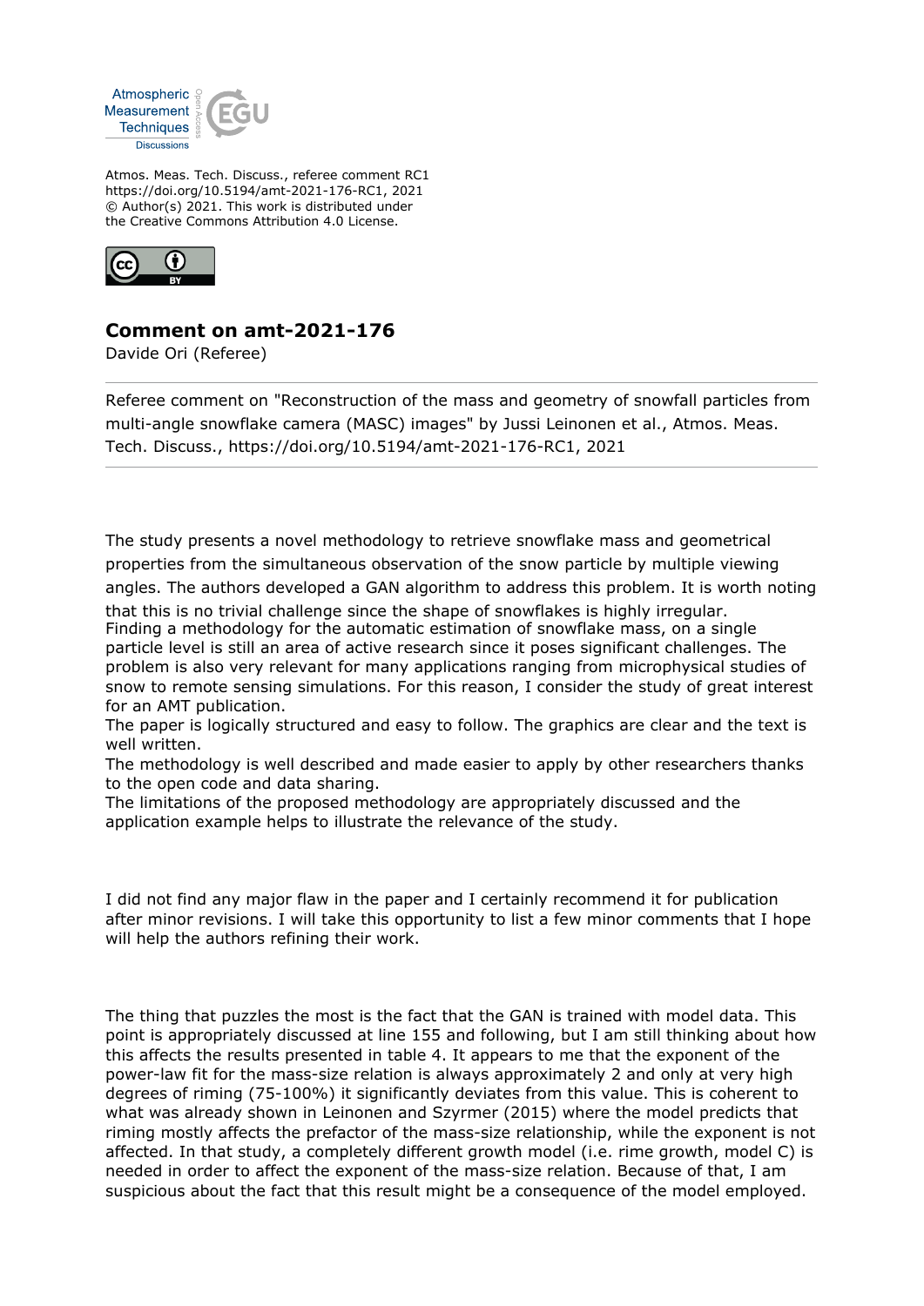Atmos. Meas. Tech. Discuss., referee comment RC1
https://doi.org/10.5194/amt-2021-176-RC1, 2021
© Author(s) 2021. This work is distributed under
the Creative Commons Attribution 4.0 License.

## Comment on amt-2021-176

Davide Ori (Referee)

Referee comment on "Reconstruction of the mass and geometry of snowfall particles from multi-angle snowflake camera (MASC) images" by Jussi Leinonen et al., Atmos. Meas. Tech. Discuss., https://doi.org/10.5194/amt-2021-176-RC1, 2021

---

The study presents a novel methodology to retrieve snowflake mass and geometrical properties from the simultaneous observation of the snow particle by multiple viewing angles. The authors developed a GAN algorithm to address this problem. It is worth noting that this is no trivial challenge since the shape of snowflakes is highly irregular.
Finding a methodology for the automatic estimation of snowflake mass, on a single particle level is still an area of active research since it poses significant challenges. The problem is also very relevant for many applications ranging from microphysical studies of snow to remote sensing simulations. For this reason, I consider the study of great interest for an AMT publication.
The paper is logically structured and easy to follow. The graphics are clear and the text is well written.
The methodology is well described and made easier to apply by other researchers thanks to the open code and data sharing.
The limitations of the proposed methodology are appropriately discussed and the application example helps to illustrate the relevance of the study.

I did not find any major flaw in the paper and I certainly recommend it for publication after minor revisions. I will take this opportunity to list a few minor comments that I hope will help the authors refining their work.

The thing that puzzles the most is the fact that the GAN is trained with model data. This point is appropriately discussed at line 155 and following, but I am still thinking about how this affects the results presented in table 4. It appears to me that the exponent of the power-law fit for the mass-size relation is always approximately 2 and only at very high degrees of riming (75-100%) it significantly deviates from this value. This is coherent to what was already shown in Leinonen and Szyrmer (2015) where the model predicts that riming mostly affects the prefactor of the mass-size relationship, while the exponent is not affected. In that study, a completely different growth model (i.e. rime growth, model C) is needed in order to affect the exponent of the mass-size relation. Because of that, I am suspicious about the fact that this result might be a consequence of the model employed.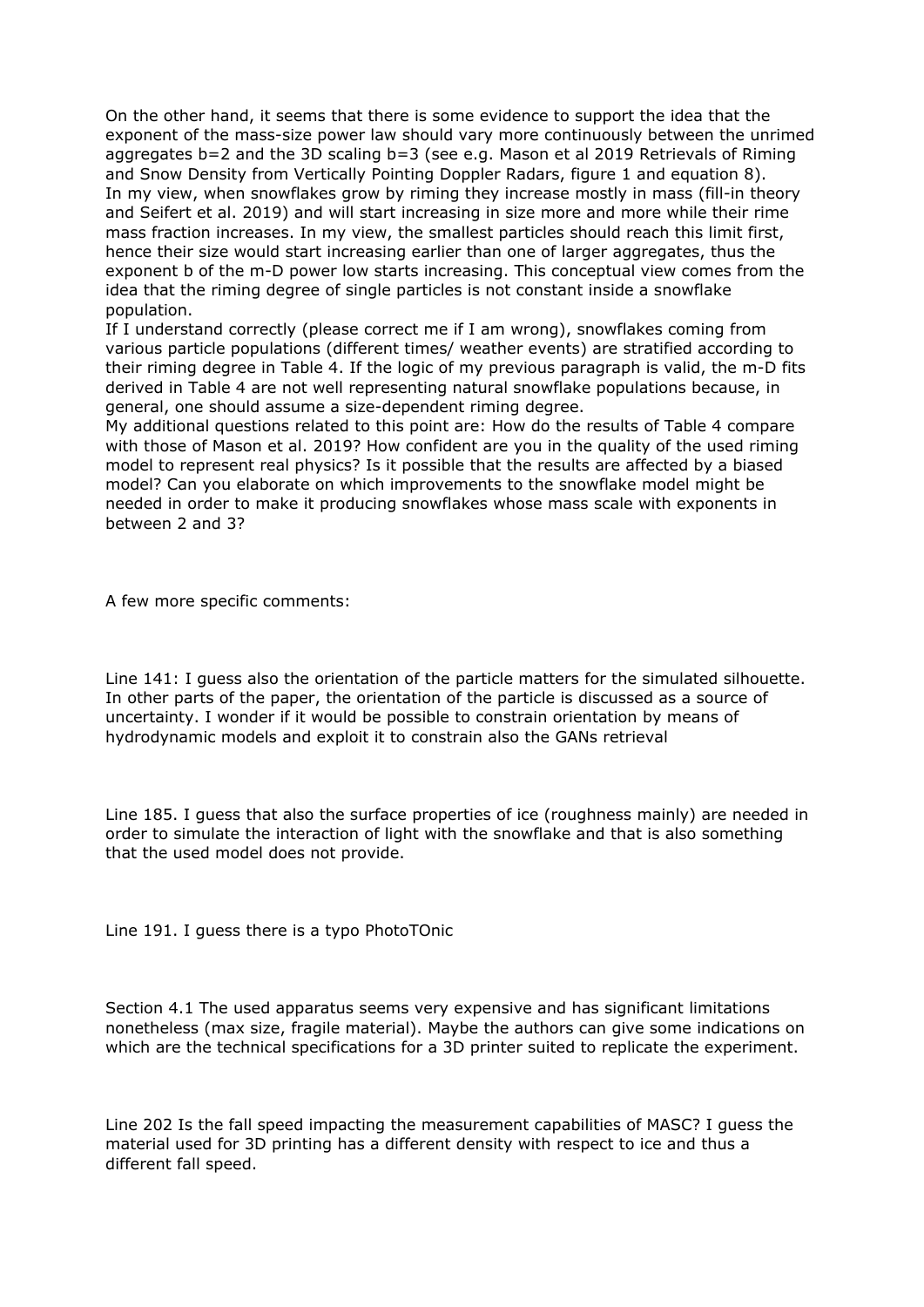On the other hand, it seems that there is some evidence to support the idea that the exponent of the mass-size power law should vary more continuously between the unrimed aggregates $b=2$ and the 3D scaling $b=3$ (see e.g. Mason et al 2019 Retrievals of Riming and Snow Density from Vertically Pointing Doppler Radars, figure 1 and equation 8).
In my view, when snowflakes grow by riming they increase mostly in mass (fill-in theory and Seifert et al. 2019) and will start increasing in size more and more while their rime mass fraction increases. In my view, the smallest particles should reach this limit first, hence their size would start increasing earlier than one of larger aggregates, thus the exponent b of the m-D power low starts increasing. This conceptual view comes from the idea that the riming degree of single particles is not constant inside a snowflake population.
If I understand correctly (please correct me if I am wrong), snowflakes coming from various particle populations (different times/ weather events) are stratified according to their riming degree in Table 4. If the logic of my previous paragraph is valid, the m-D fits derived in Table 4 are not well representing natural snowflake populations because, in general, one should assume a size-dependent riming degree.
My additional questions related to this point are: How do the results of Table 4 compare with those of Mason et al. 2019? How confident are you in the quality of the used riming model to represent real physics? Is it possible that the results are affected by a biased model? Can you elaborate on which improvements to the snowflake model might be needed in order to make it producing snowflakes whose mass scale with exponents in between 2 and 3?

A few more specific comments:

Line 141: I guess also the orientation of the particle matters for the simulated silhouette. In other parts of the paper, the orientation of the particle is discussed as a source of uncertainty. I wonder if it would be possible to constrain orientation by means of hydrodynamic models and exploit it to constrain also the GANs retrieval

Line 185. I guess that also the surface properties of ice (roughness mainly) are needed in order to simulate the interaction of light with the snowflake and that is also something that the used model does not provide.

Line 191. I guess there is a typo PhotoTOnic

Section 4.1 The used apparatus seems very expensive and has significant limitations nonetheless (max size, fragile material). Maybe the authors can give some indications on which are the technical specifications for a 3D printer suited to replicate the experiment.

Line 202 Is the fall speed impacting the measurement capabilities of MASC? I guess the material used for 3D printing has a different density with respect to ice and thus a different fall speed.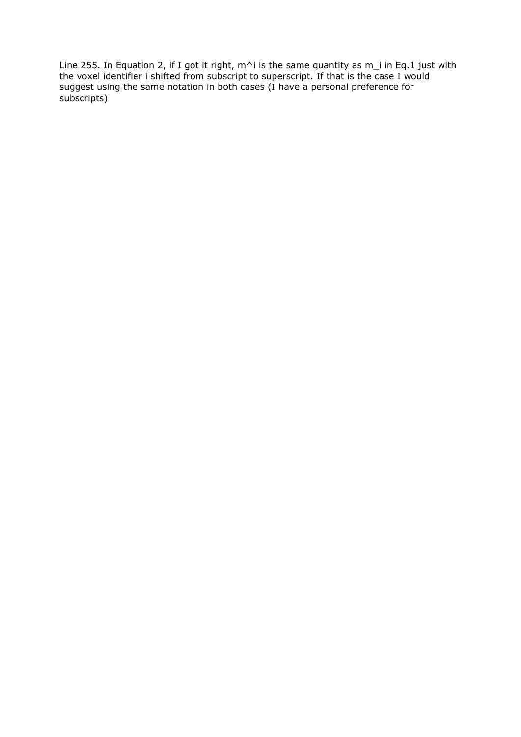Line 255. In Equation 2, if I got it right, $m^i$ is the same quantity as $m_i$ in Eq.1 just with the voxel identifier i shifted from subscript to superscript. If that is the case I would suggest using the same notation in both cases (I have a personal preference for subscripts)